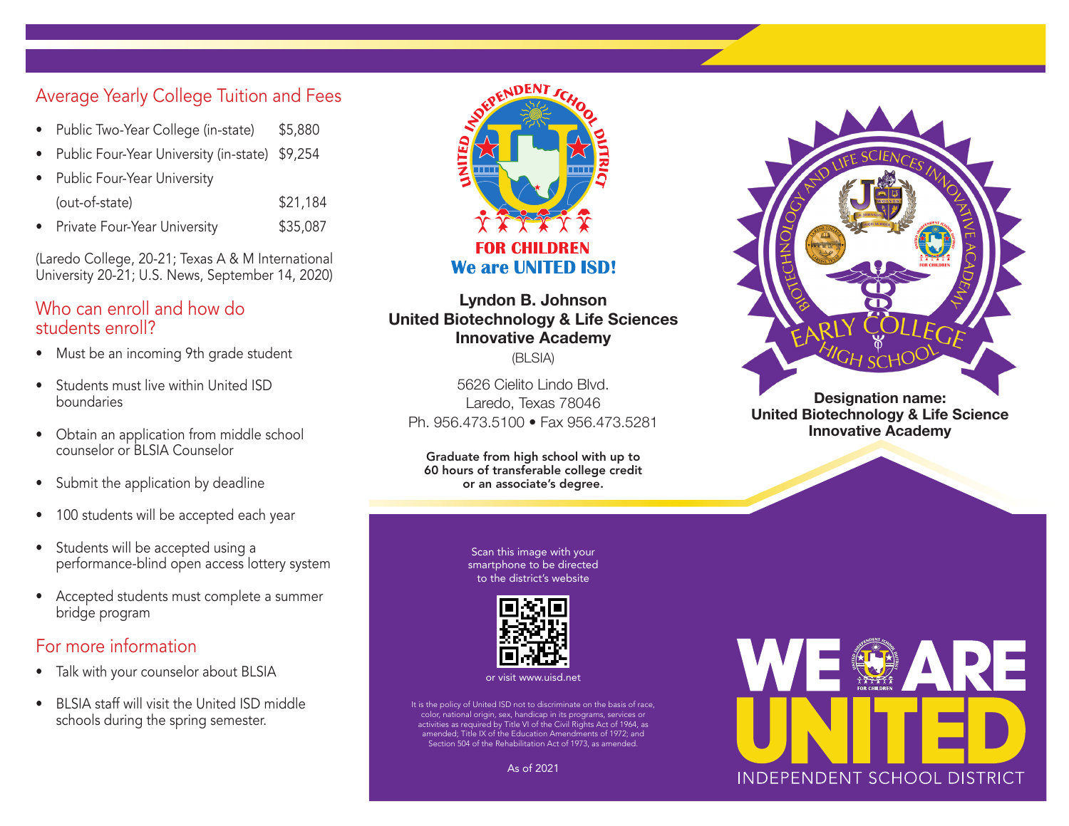## Average Yearly College Tuition and Fees

- Public Two-Year College (in-state) $5,880
- Public Four-Year University (in-state) $9,254
- Public Four-Year University (out-of-state) $21,184
- Private Four-Year University $35,087

(Laredo College, 20-21; Texas A & M International University 20-21; U.S. News, September 14, 2020)

## Who can enroll and how do students enroll?

- Must be an incoming 9th grade student
- Students must live within United ISD boundaries
- Obtain an application from middle school counselor or BLSIA Counselor
- Submit the application by deadline
- 100 students will be accepted each year
- Students will be accepted using a performance-blind open access lottery system
- Accepted students must complete a summer bridge program

## For more information

- Talk with your counselor about BLSIA
- BLSIA staff will visit the United ISD middle schools during the spring semester.

UNITED INDEPENDENT SCHOOL DISTRICT

FOR CHILDREN

**We are UNITED ISD!**

**Lyndon B. Johnson**
**United Biotechnology & Life Sciences Innovative Academy**

(BLSIA)

5626 Cielito Lindo Blvd.
Laredo, Texas 78046
Ph. 956.473.5100 • Fax 956.473.5281

**Graduate from high school with up to 60 hours of transferable college credit or an associate's degree.**

Scan this image with your smartphone to be directed to the district's website

or visit www.uisd.net

It is the policy of United ISD not to discriminate on the basis of race, color, national origin, sex, handicap in its programs, services or activities as required by Title VI of the Civil Rights Act of 1964, as amended; Title IX of the Education Amendments of 1972; and Section 504 of the Rehabilitation Act of 1973, as amended.

As of 2021

BIOTECHNOLOGY AND LIFE SCIENCES INNOVATIVE ACADEMY

EARLY COLLEGE HIGH SCHOOL

**Designation name:**
**United Biotechnology & Life Science Innovative Academy**

WE ARE UNITED

INDEPENDENT SCHOOL DISTRICT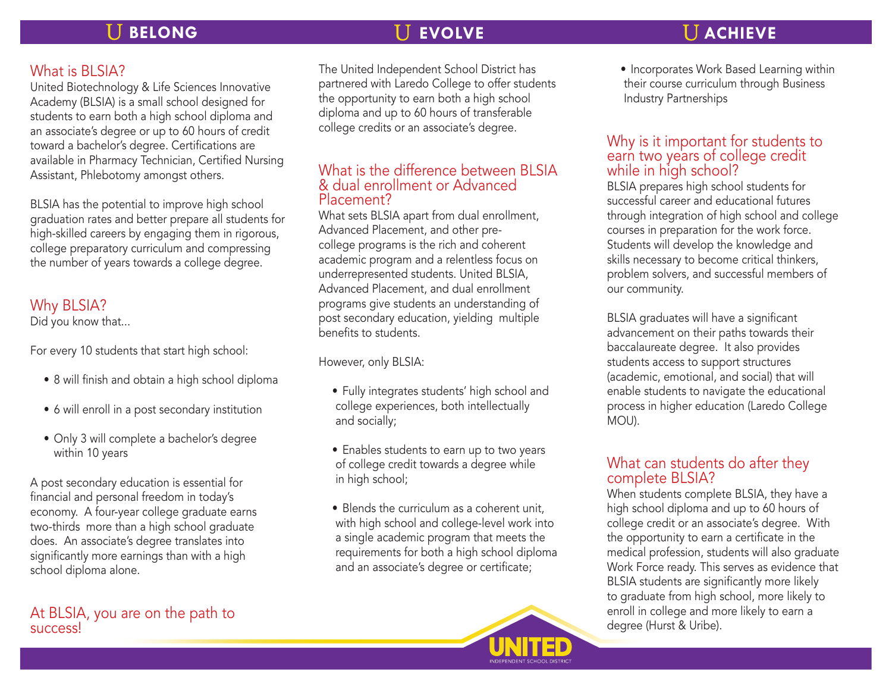# U BELONG

## What is BLSIA?

United Biotechnology & Life Sciences Innovative Academy (BLSIA) is a small school designed for students to earn both a high school diploma and an associate's degree or up to 60 hours of credit toward a bachelor's degree. Certifications are available in Pharmacy Technician, Certified Nursing Assistant, Phlebotomy amongst others.

BLSIA has the potential to improve high school graduation rates and better prepare all students for high-skilled careers by engaging them in rigorous, college preparatory curriculum and compressing the number of years towards a college degree.

## Why BLSIA?

Did you know that...

For every 10 students that start high school:

- 8 will finish and obtain a high school diploma
- 6 will enroll in a post secondary institution
- Only 3 will complete a bachelor's degree within 10 years

A post secondary education is essential for financial and personal freedom in today's economy. A four-year college graduate earns two-thirds more than a high school graduate does. An associate's degree translates into significantly more earnings than with a high school diploma alone.

## At BLSIA, you are on the path to success!

# U EVOLVE

The United Independent School District has partnered with Laredo College to offer students the opportunity to earn both a high school diploma and up to 60 hours of transferable college credits or an associate's degree.

## What is the difference between BLSIA & dual enrollment or Advanced Placement?

What sets BLSIA apart from dual enrollment, Advanced Placement, and other pre-college programs is the rich and coherent academic program and a relentless focus on underrepresented students. United BLSIA, Advanced Placement, and dual enrollment programs give students an understanding of post secondary education, yielding multiple benefits to students.

However, only BLSIA:

- Fully integrates students' high school and college experiences, both intellectually and socially;
- Enables students to earn up to two years of college credit towards a degree while in high school;
- Blends the curriculum as a coherent unit, with high school and college-level work into a single academic program that meets the requirements for both a high school diploma and an associate's degree or certificate;
- Incorporates Work Based Learning within their course curriculum through Business Industry Partnerships

# U ACHIEVE

## Why is it important for students to earn two years of college credit while in high school?

BLSIA prepares high school students for successful career and educational futures through integration of high school and college courses in preparation for the work force. Students will develop the knowledge and skills necessary to become critical thinkers, problem solvers, and successful members of our community.

BLSIA graduates will have a significant advancement on their paths towards their baccalaureate degree. It also provides students access to support structures (academic, emotional, and social) that will enable students to navigate the educational process in higher education (Laredo College MOU).

## What can students do after they complete BLSIA?

When students complete BLSIA, they have a high school diploma and up to 60 hours of college credit or an associate's degree. With the opportunity to earn a certificate in the medical profession, students will also graduate Work Force ready. This serves as evidence that BLSIA students are significantly more likely to graduate from high school, more likely to enroll in college and more likely to earn a degree (Hurst & Uribe).

UNITED
INDEPENDENT SCHOOL DISTRICT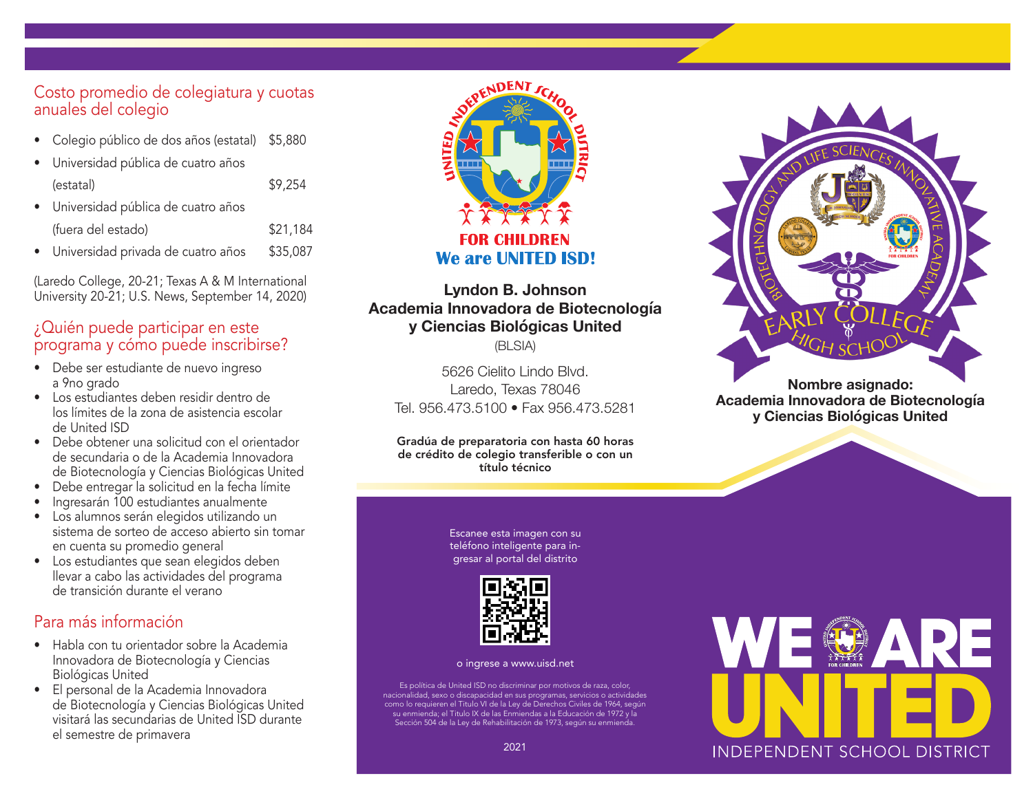## Costo promedio de colegiatura y cuotas anuales del colegio

- Colegio público de dos años (estatal) $5,880
- Universidad pública de cuatro años (estatal) $9,254
- Universidad pública de cuatro años (fuera del estado) $21,184
- Universidad privada de cuatro años $35,087

(Laredo College, 20-21; Texas A & M International University 20-21; U.S. News, September 14, 2020)

## ¿Quién puede participar en este programa y cómo puede inscribirse?

- Debe ser estudiante de nuevo ingreso a 9no grado
- Los estudiantes deben residir dentro de los límites de la zona de asistencia escolar de United ISD
- Debe obtener una solicitud con el orientador de secundaria o de la Academia Innovadora de Biotecnología y Ciencias Biológicas United
- Debe entregar la solicitud en la fecha límite
- Ingresarán 100 estudiantes anualmente
- Los alumnos serán elegidos utilizando un sistema de sorteo de acceso abierto sin tomar en cuenta su promedio general
- Los estudiantes que sean elegidos deben llevar a cabo las actividades del programa de transición durante el verano

## Para más información

- Habla con tu orientador sobre la Academia Innovadora de Biotecnología y Ciencias Biológicas United
- El personal de la Academia Innovadora de Biotecnología y Ciencias Biológicas United visitará las secundarias de United ISD durante el semestre de primavera

UNITED INDEPENDENT SCHOOL DISTRICT

FOR CHILDREN

We are UNITED ISD!

**Lyndon B. Johnson**
**Academia Innovadora de Biotecnología y Ciencias Biológicas United**
(BLSIA)

5626 Cielito Lindo Blvd.
Laredo, Texas 78046
Tel. 956.473.5100 • Fax 956.473.5281

**Gradúa de preparatoria con hasta 60 horas de crédito de colegio transferible o con un título técnico**

Escanee esta imagen con su teléfono inteligente para ingresar al portal del distrito

o ingrese a www.uisd.net

Es política de United ISD no discriminar por motivos de raza, color, nacionalidad, sexo o discapacidad en sus programas, servicios o actividades como lo requieren el Título VI de la Ley de Derechos Civiles de 1964, según su enmienda; el Título IX de las Enmiendas a la Educación de 1972 y la Sección 504 de la Ley de Rehabilitación de 1973, según su enmienda.

2021

BIOTECHNOLOGY AND LIFE SCIENCES INNOVATIVE ACADEMY

EARLY COLLEGE HIGH SCHOOL

**Nombre asignado:**
**Academia Innovadora de Biotecnología y Ciencias Biológicas United**

WE ARE UNITED

INDEPENDENT SCHOOL DISTRICT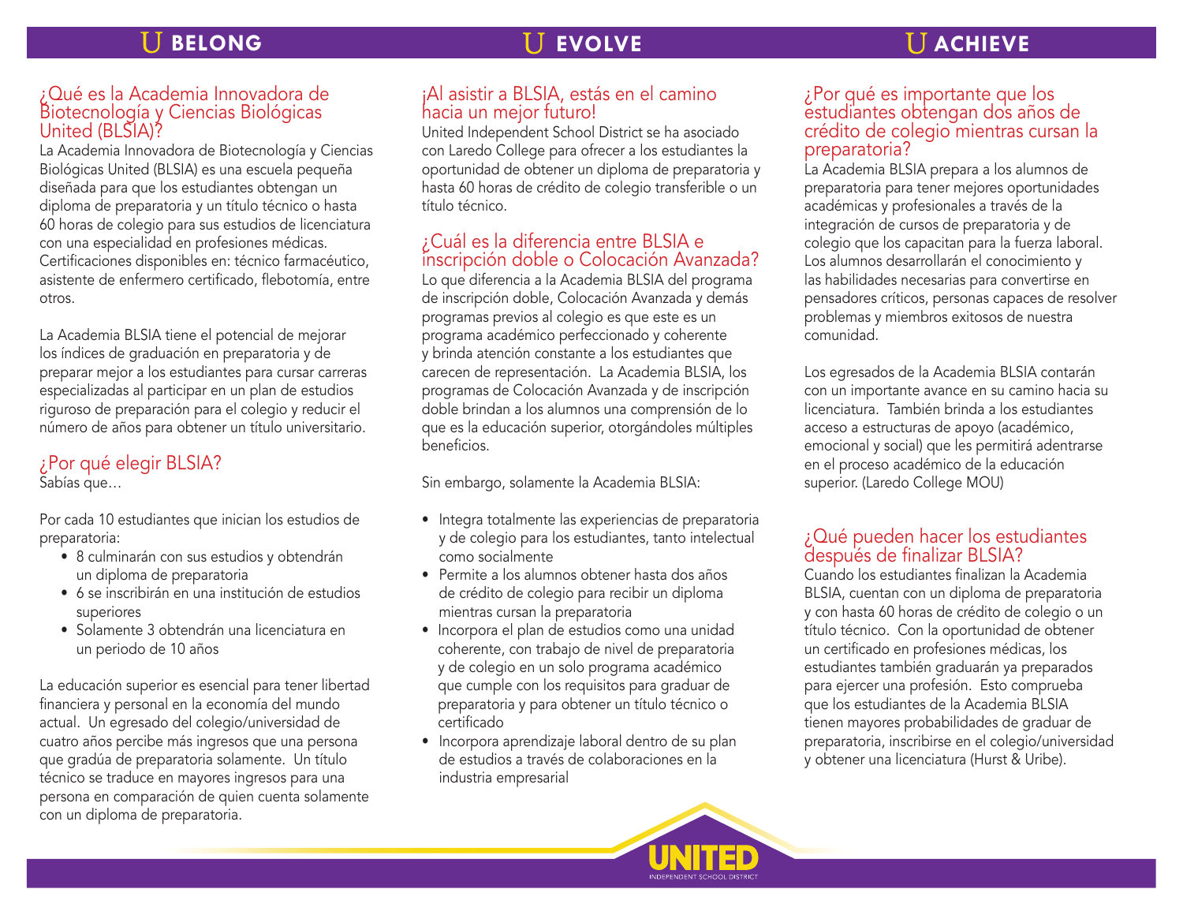# U BELONG

## ¿Qué es la Academia Innovadora de Biotecnología y Ciencias Biológicas United (BLSIA)?

La Academia Innovadora de Biotecnología y Ciencias Biológicas United (BLSIA) es una escuela pequeña diseñada para que los estudiantes obtengan un diploma de preparatoria y un título técnico o hasta 60 horas de colegio para sus estudios de licenciatura con una especialidad en profesiones médicas. Certificaciones disponibles en: técnico farmacéutico, asistente de enfermero certificado, flebotomía, entre otros.

La Academia BLSIA tiene el potencial de mejorar los índices de graduación en preparatoria y de preparar mejor a los estudiantes para cursar carreras especializadas al participar en un plan de estudios riguroso de preparación para el colegio y reducir el número de años para obtener un título universitario.

## ¿Por qué elegir BLSIA?

Sabías que…

Por cada 10 estudiantes que inician los estudios de preparatoria:

- 8 culminarán con sus estudios y obtendrán un diploma de preparatoria
- 6 se inscribirán en una institución de estudios superiores
- Solamente 3 obtendrán una licenciatura en un periodo de 10 años

La educación superior es esencial para tener libertad financiera y personal en la economía del mundo actual. Un egresado del colegio/universidad de cuatro años percibe más ingresos que una persona que gradúa de preparatoria solamente. Un título técnico se traduce en mayores ingresos para una persona en comparación de quien cuenta solamente con un diploma de preparatoria.

# U EVOLVE

## ¡Al asistir a BLSIA, estás en el camino hacia un mejor futuro!

United Independent School District se ha asociado con Laredo College para ofrecer a los estudiantes la oportunidad de obtener un diploma de preparatoria y hasta 60 horas de crédito de colegio transferible o un título técnico.

## ¿Cuál es la diferencia entre BLSIA e inscripción doble o Colocación Avanzada?

Lo que diferencia a la Academia BLSIA del programa de inscripción doble, Colocación Avanzada y demás programas previos al colegio es que este es un programa académico perfeccionado y coherente y brinda atención constante a los estudiantes que carecen de representación. La Academia BLSIA, los programas de Colocación Avanzada y de inscripción doble brindan a los alumnos una comprensión de lo que es la educación superior, otorgándoles múltiples beneficios.

Sin embargo, solamente la Academia BLSIA:

- Integra totalmente las experiencias de preparatoria y de colegio para los estudiantes, tanto intelectual como socialmente
- Permite a los alumnos obtener hasta dos años de crédito de colegio para recibir un diploma mientras cursan la preparatoria
- Incorpora el plan de estudios como una unidad coherente, con trabajo de nivel de preparatoria y de colegio en un solo programa académico que cumple con los requisitos para graduar de preparatoria y para obtener un título técnico o certificado
- Incorpora aprendizaje laboral dentro de su plan de estudios a través de colaboraciones en la industria empresarial

# U ACHIEVE

## ¿Por qué es importante que los estudiantes obtengan dos años de crédito de colegio mientras cursan la preparatoria?

La Academia BLSIA prepara a los alumnos de preparatoria para tener mejores oportunidades académicas y profesionales a través de la integración de cursos de preparatoria y de colegio que los capacitan para la fuerza laboral. Los alumnos desarrollarán el conocimiento y las habilidades necesarias para convertirse en pensadores críticos, personas capaces de resolver problemas y miembros exitosos de nuestra comunidad.

Los egresados de la Academia BLSIA contarán con un importante avance en su camino hacia su licenciatura. También brinda a los estudiantes acceso a estructuras de apoyo (académico, emocional y social) que les permitirá adentrarse en el proceso académico de la educación superior. (Laredo College MOU)

## ¿Qué pueden hacer los estudiantes después de finalizar BLSIA?

Cuando los estudiantes finalizan la Academia BLSIA, cuentan con un diploma de preparatoria y con hasta 60 horas de crédito de colegio o un título técnico. Con la oportunidad de obtener un certificado en profesiones médicas, los estudiantes también graduarán ya preparados para ejercer una profesión. Esto comprueba que los estudiantes de la Academia BLSIA tienen mayores probabilidades de graduar de preparatoria, inscribirse en el colegio/universidad y obtener una licenciatura (Hurst & Uribe).

UNITED
INDEPENDENT SCHOOL DISTRICT